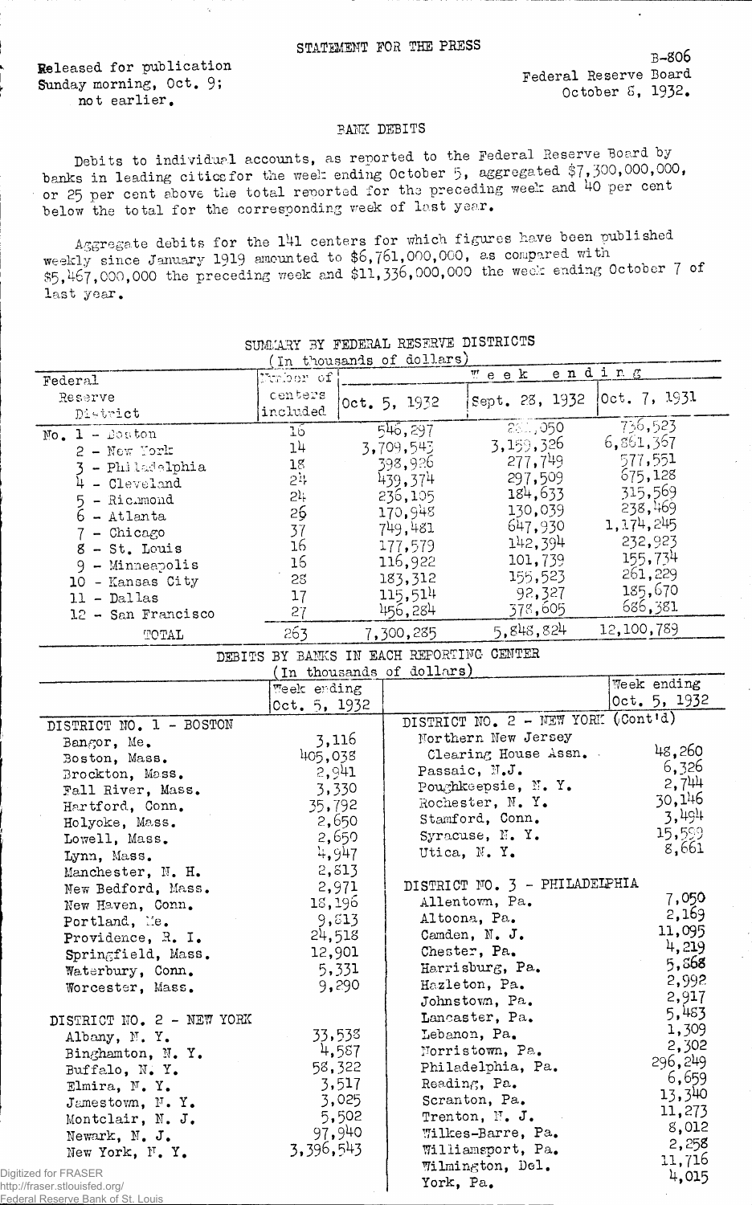STATEMENT FOR THE PRESS

Released for publication Sunday morning, Oct. 9; not earlier.

B-806
Federal Reserve Board
October 8, 1932.

## BANK DEBITS

Debits to individual accounts, as reported to the Federal Reserve Board by banks in leading cities for the week ending October 5, aggregated $7,300,000,000, or 25 per cent above the total reported for the preceding week and 40 per cent below the total for the corresponding week of last year.

Aggregate debits for the 141 centers for which figures have been published weekly since January 1919 amounted to $6,761,000,000, as compared with $5,467,000,000 the preceding week and $11,336,000,000 the week ending October 7 of last year.

### SUMMARY BY FEDERAL RESERVE DISTRICTS
(In thousands of dollars)

| Federal Reserve District | Number of centers included | Week ending Oct. 5, 1932 | Week ending Sept. 28, 1932 | Week ending Oct. 7, 1931 |
|---|---|---|---|---|
| No. 1 - Boston | 16 | 546,297 | 38_,050 | 736,523 |
| 2 - New York | 14 | 3,709,543 | 3,159,326 | 6,861,367 |
| 3 - Philadelphia | 18 | 398,926 | 277,749 | 577,551 |
| 4 - Cleveland | 24 | 439,374 | 297,509 | 675,128 |
| 5 - Richmond | 24 | 236,105 | 184,633 | 315,569 |
| 6 - Atlanta | 26 | 170,948 | 130,039 | 238,469 |
| 7 - Chicago | 37 | 749,481 | 647,930 | 1,174,245 |
| 8 - St. Louis | 16 | 177,579 | 142,394 | 232,923 |
| 9 - Minneapolis | 16 | 116,922 | 101,739 | 155,734 |
| 10 - Kansas City | 28 | 183,312 | 155,523 | 261,229 |
| 11 - Dallas | 17 | 115,514 | 92,327 | 185,670 |
| 12 - San Francisco | 27 | 456,284 | 378,605 | 686,381 |
| TOTAL | 263 | 7,300,285 | 5,848,824 | 12,100,789 |

### DEBITS BY BANKS IN EACH REPORTING CENTER
(In thousands of dollars)

| | Week ending Oct. 5, 1932 |
|---|---|
| **DISTRICT NO. 1 - BOSTON** | |
| Bangor, Me. | 3,116 |
| Boston, Mass. | 405,038 |
| Brockton, Mass. | 2,941 |
| Fall River, Mass. | 3,330 |
| Hartford, Conn. | 35,792 |
| Holyoke, Mass. | 2,650 |
| Lowell, Mass. | 2,650 |
| Lynn, Mass. | 4,947 |
| Manchester, N. H. | 2,813 |
| New Bedford, Mass. | 2,971 |
| New Haven, Conn. | 18,196 |
| Portland, Me. | 9,813 |
| Providence, R. I. | 24,518 |
| Springfield, Mass. | 12,901 |
| Waterbury, Conn. | 5,331 |
| Worcester, Mass. | 9,290 |
| **DISTRICT NO. 2 - NEW YORK** | |
| Albany, N. Y. | 33,538 |
| Binghamton, N. Y. | 4,587 |
| Buffalo, N. Y. | 58,322 |
| Elmira, N. Y. | 3,517 |
| Jamestown, N. Y. | 3,025 |
| Montclair, N. J. | 5,502 |
| Newark, N. J. | 97,940 |
| New York, N. Y. | 3,396,543 |
| Northern New Jersey Clearing House Assn. | 48,260 |
| Passaic, N.J. | 6,326 |
| Poughkeepsie, N. Y. | 2,744 |
| Rochester, N. Y. | 30,146 |
| Stamford, Conn. | 3,494 |
| Syracuse, N. Y. | 15,599 |
| Utica, N. Y. | 8,661 |
| **DISTRICT NO. 3 - PHILADELPHIA** | |
| Allentown, Pa. | 7,050 |
| Altoona, Pa. | 2,169 |
| Camden, N. J. | 11,095 |
| Chester, Pa. | 4,219 |
| Harrisburg, Pa. | 5,868 |
| Hazleton, Pa. | 2,992 |
| Johnstown, Pa. | 2,917 |
| Lancaster, Pa. | 5,483 |
| Lebanon, Pa. | 1,309 |
| Norristown, Pa. | 2,302 |
| Philadelphia, Pa. | 296,249 |
| Reading, Pa. | 6,659 |
| Scranton, Pa. | 13,340 |
| Trenton, N. J. | 11,273 |
| Wilkes-Barre, Pa. | 8,012 |
| Williamsport, Pa. | 2,258 |
| Wilmington, Del. | 11,716 |
| York, Pa. | 4,015 |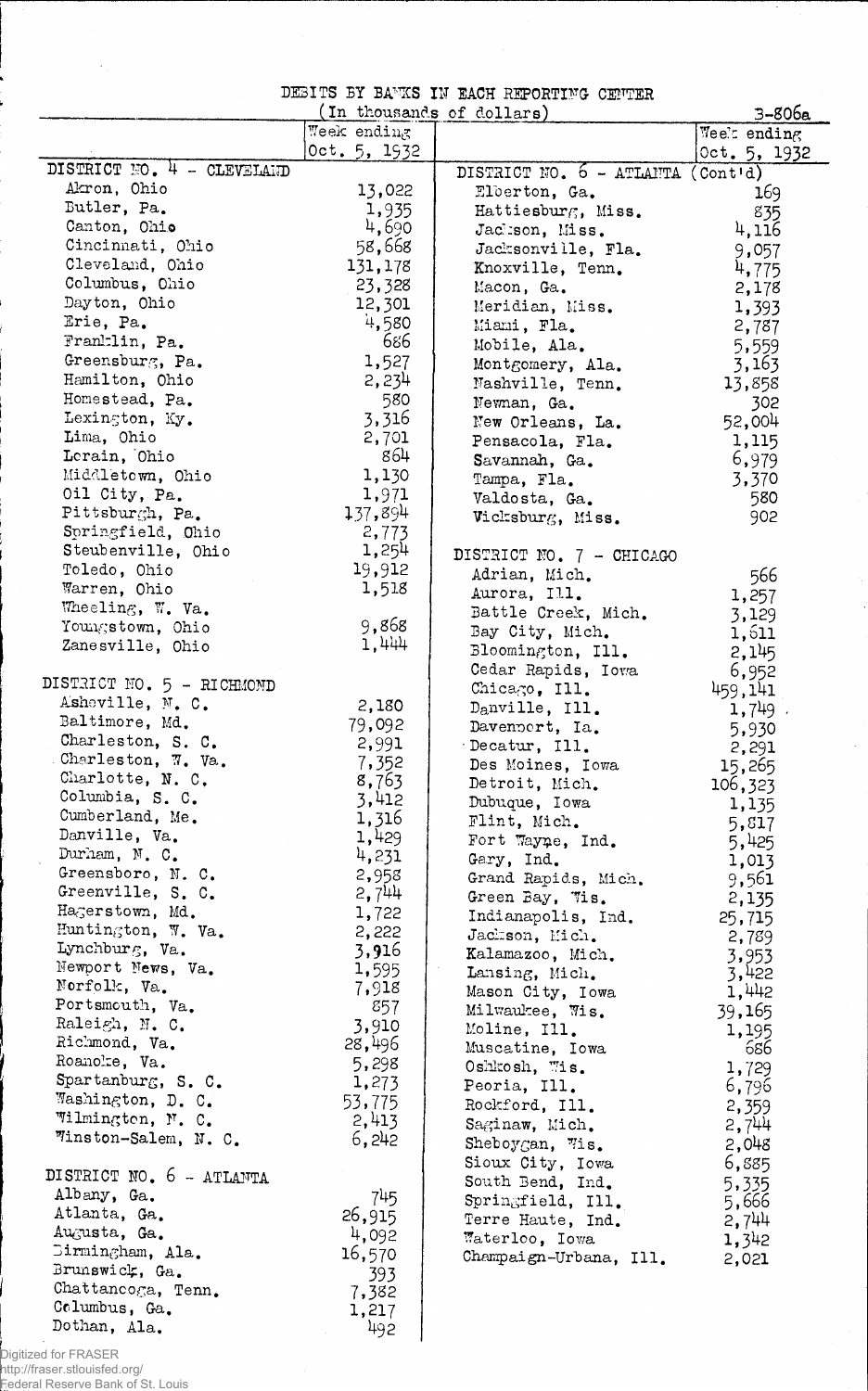DEBITS BY BANKS IN EACH REPORTING CENTER

(In thousands of dollars)

3-806a

| | Week ending Oct. 5, 1932 |
|---|---|
| **DISTRICT NO. 4 - CLEVELAND** | |
| Akron, Ohio | 13,022 |
| Butler, Pa. | 1,935 |
| Canton, Ohio | 4,690 |
| Cincinnati, Ohio | 58,668 |
| Cleveland, Ohio | 131,178 |
| Columbus, Ohio | 23,328 |
| Dayton, Ohio | 12,301 |
| Erie, Pa. | 4,580 |
| Franklin, Pa. | 686 |
| Greensburg, Pa. | 1,527 |
| Hamilton, Ohio | 2,234 |
| Homestead, Pa. | 580 |
| Lexington, Ky. | 3,316 |
| Lima, Ohio | 2,701 |
| Lorain, Ohio | 864 |
| Middletown, Ohio | 1,130 |
| Oil City, Pa. | 1,971 |
| Pittsburgh, Pa. | 137,894 |
| Springfield, Ohio | 2,773 |
| Steubenville, Ohio | 1,254 |
| Toledo, Ohio | 19,912 |
| Warren, Ohio | 1,518 |
| Wheeling, W. Va. | |
| Youngstown, Ohio | 9,868 |
| Zanesville, Ohio | 1,444 |
| **DISTRICT NO. 5 - RICHMOND** | |
| Asheville, N. C. | 2,180 |
| Baltimore, Md. | 79,092 |
| Charleston, S. C. | 2,991 |
| Charleston, W. Va. | 7,352 |
| Charlotte, N. C. | 8,763 |
| Columbia, S. C. | 3,412 |
| Cumberland, Md. | 1,316 |
| Danville, Va. | 1,429 |
| Durham, N. C. | 4,231 |
| Greensboro, N. C. | 2,958 |
| Greenville, S. C. | 2,744 |
| Hagerstown, Md. | 1,722 |
| Huntington, W. Va. | 2,222 |
| Lynchburg, Va. | 3,916 |
| Newport News, Va. | 1,595 |
| Norfolk, Va. | 7,918 |
| Portsmouth, Va. | 857 |
| Raleigh, N. C. | 3,910 |
| Richmond, Va. | 28,496 |
| Roanoke, Va. | 5,298 |
| Spartanburg, S. C. | 1,273 |
| Washington, D. C. | 53,775 |
| Wilmington, N. C. | 2,413 |
| Winston-Salem, N. C. | 6,242 |
| **DISTRICT NO. 6 - ATLANTA** | |
| Albany, Ga. | 745 |
| Atlanta, Ga. | 26,915 |
| Augusta, Ga. | 4,092 |
| Birmingham, Ala. | 16,570 |
| Brunswick, Ga. | 393 |
| Chattanooga, Tenn. | 7,382 |
| Columbus, Ga. | 1,217 |
| Dothan, Ala. | 492 |
| **DISTRICT NO. 6 - ATLANTA (Cont'd)** | |
| Elberton, Ga. | 169 |
| Hattiesburg, Miss. | 835 |
| Jackson, Miss. | 4,116 |
| Jacksonville, Fla. | 9,057 |
| Knoxville, Tenn. | 4,775 |
| Macon, Ga. | 2,178 |
| Meridian, Miss. | 1,393 |
| Miami, Fla. | 2,787 |
| Mobile, Ala. | 5,559 |
| Montgomery, Ala. | 3,163 |
| Nashville, Tenn. | 13,858 |
| Newnan, Ga. | 302 |
| New Orleans, La. | 52,004 |
| Pensacola, Fla. | 1,115 |
| Savannah, Ga. | 6,979 |
| Tampa, Fla. | 3,370 |
| Valdosta, Ga. | 580 |
| Vicksburg, Miss. | 902 |
| **DISTRICT NO. 7 - CHICAGO** | |
| Adrian, Mich. | 566 |
| Aurora, Ill. | 1,257 |
| Battle Creek, Mich. | 3,129 |
| Bay City, Mich. | 1,611 |
| Bloomington, Ill. | 2,145 |
| Cedar Rapids, Iowa | 6,952 |
| Chicago, Ill. | 459,141 |
| Danville, Ill. | 1,749 |
| Davenport, Ia. | 5,930 |
| Decatur, Ill. | 2,291 |
| Des Moines, Iowa | 15,265 |
| Detroit, Mich. | 106,323 |
| Dubuque, Iowa | 1,135 |
| Flint, Mich. | 5,817 |
| Fort Wayne, Ind. | 5,425 |
| Gary, Ind. | 1,013 |
| Grand Rapids, Mich. | 9,561 |
| Green Bay, Wis. | 2,135 |
| Indianapolis, Ind. | 25,715 |
| Jackson, Mich. | 2,789 |
| Kalamazoo, Mich. | 3,953 |
| Lansing, Mich. | 3,422 |
| Mason City, Iowa | 1,442 |
| Milwaukee, Wis. | 39,165 |
| Moline, Ill. | 1,195 |
| Muscatine, Iowa | 686 |
| Oshkosh, Wis. | 1,729 |
| Peoria, Ill. | 6,796 |
| Rockford, Ill. | 2,359 |
| Saginaw, Mich. | 2,744 |
| Sheboygan, Wis. | 2,048 |
| Sioux City, Iowa | 6,885 |
| South Bend, Ind. | 5,335 |
| Springfield, Ill. | 5,666 |
| Terre Haute, Ind. | 2,744 |
| Waterloo, Iowa | 1,342 |
| Champaign-Urbana, Ill. | 2,021 |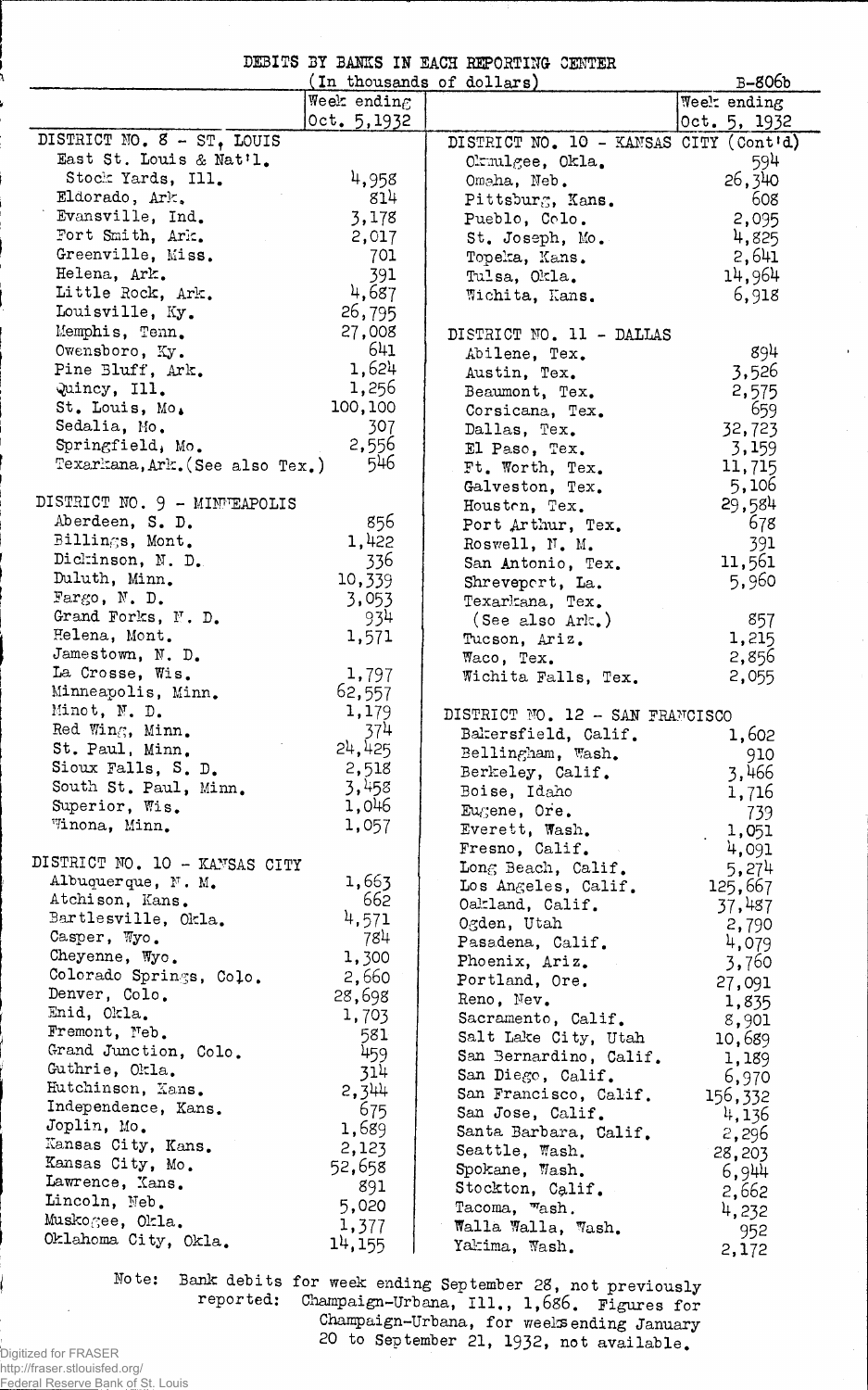DEBITS BY BANKS IN EACH REPORTING CENTER

(In thousands of dollars)

B-806b

| | Week ending Oct. 5, 1932 |
|---|---|
| **DISTRICT NO. 8 - ST. LOUIS** | |
| East St. Louis & Nat'l. Stock Yards, Ill. | 4,958 |
| Eldorado, Ark. | 814 |
| Evansville, Ind. | 3,178 |
| Fort Smith, Ark. | 2,017 |
| Greenville, Miss. | 701 |
| Helena, Ark. | 391 |
| Little Rock, Ark. | 4,687 |
| Louisville, Ky. | 26,795 |
| Memphis, Tenn. | 27,008 |
| Owensboro, Ky. | 641 |
| Pine Bluff, Ark. | 1,624 |
| Quincy, Ill. | 1,256 |
| St. Louis, Mo. | 100,100 |
| Sedalia, Mo. | 307 |
| Springfield, Mo. | 2,556 |
| Texarkana, Ark. (See also Tex.) | 546 |
| **DISTRICT NO. 9 - MINNEAPOLIS** | |
| Aberdeen, S. D. | 856 |
| Billings, Mont. | 1,422 |
| Dickinson, N. D. | 336 |
| Duluth, Minn. | 10,339 |
| Fargo, N. D. | 3,053 |
| Grand Forks, N. D. | 934 |
| Helena, Mont. | 1,571 |
| Jamestown, N. D. | |
| La Crosse, Wis. | 1,797 |
| Minneapolis, Minn. | 62,557 |
| Minot, N. D. | 1,179 |
| Red Wing, Minn. | 374 |
| St. Paul, Minn. | 24,425 |
| Sioux Falls, S. D. | 2,518 |
| South St. Paul, Minn. | 3,458 |
| Superior, Wis. | 1,046 |
| Winona, Minn. | 1,057 |
| **DISTRICT NO. 10 - KANSAS CITY** | |
| Albuquerque, N. M. | 1,663 |
| Atchison, Kans. | 662 |
| Bartlesville, Okla. | 4,571 |
| Casper, Wyo. | 784 |
| Cheyenne, Wyo. | 1,300 |
| Colorado Springs, Colo. | 2,660 |
| Denver, Colo. | 28,698 |
| Enid, Okla. | 1,703 |
| Fremont, Neb. | 581 |
| Grand Junction, Colo. | 459 |
| Guthrie, Okla. | 314 |
| Hutchinson, Kans. | 2,344 |
| Independence, Kans. | 675 |
| Joplin, Mo. | 1,689 |
| Kansas City, Kans. | 2,123 |
| Kansas City, Mo. | 52,658 |
| Lawrence, Kans. | 891 |
| Lincoln, Neb. | 5,020 |
| Muskogee, Okla. | 1,377 |
| Oklahoma City, Okla. | 14,155 |
| **DISTRICT NO. 10 - KANSAS CITY (Cont'd)** | |
| Okmulgee, Okla. | 594 |
| Omaha, Neb. | 26,340 |
| Pittsburg, Kans. | 608 |
| Pueblo, Colo. | 2,095 |
| St. Joseph, Mo. | 4,825 |
| Topeka, Kans. | 2,641 |
| Tulsa, Okla. | 14,964 |
| Wichita, Kans. | 6,918 |
| **DISTRICT NO. 11 - DALLAS** | |
| Abilene, Tex. | 894 |
| Austin, Tex. | 3,526 |
| Beaumont, Tex. | 2,575 |
| Corsicana, Tex. | 659 |
| Dallas, Tex. | 32,723 |
| El Paso, Tex. | 3,159 |
| Ft. Worth, Tex. | 11,715 |
| Galveston, Tex. | 5,106 |
| Houston, Tex. | 29,584 |
| Port Arthur, Tex. | 678 |
| Roswell, N. M. | 391 |
| San Antonio, Tex. | 11,561 |
| Shreveport, La. | 5,960 |
| Texarkana, Tex. (See also Ark.) | 857 |
| Tucson, Ariz. | 1,215 |
| Waco, Tex. | 2,856 |
| Wichita Falls, Tex. | 2,055 |
| **DISTRICT NO. 12 - SAN FRANCISCO** | |
| Bakersfield, Calif. | 1,602 |
| Bellingham, Wash. | 910 |
| Berkeley, Calif. | 3,466 |
| Boise, Idaho | 1,716 |
| Eugene, Ore. | 739 |
| Everett, Wash. | 1,051 |
| Fresno, Calif. | 4,091 |
| Long Beach, Calif. | 5,274 |
| Los Angeles, Calif. | 125,667 |
| Oakland, Calif. | 37,487 |
| Ogden, Utah | 2,790 |
| Pasadena, Calif. | 4,079 |
| Phoenix, Ariz. | 3,760 |
| Portland, Ore. | 27,091 |
| Reno, Nev. | 1,835 |
| Sacramento, Calif. | 8,901 |
| Salt Lake City, Utah | 10,689 |
| San Bernardino, Calif. | 1,189 |
| San Diego, Calif. | 6,970 |
| San Francisco, Calif. | 156,332 |
| San Jose, Calif. | 4,136 |
| Santa Barbara, Calif. | 2,296 |
| Seattle, Wash. | 28,203 |
| Spokane, Wash. | 6,944 |
| Stockton, Calif. | 2,662 |
| Tacoma, Wash. | 4,232 |
| Walla Walla, Wash. | 952 |
| Yakima, Wash. | 2,172 |

Note: Bank debits for week ending September 28, not previously reported: Champaign-Urbana, Ill., 1,686. Figures for Champaign-Urbana, for weeks ending January 20 to September 21, 1932, not available.